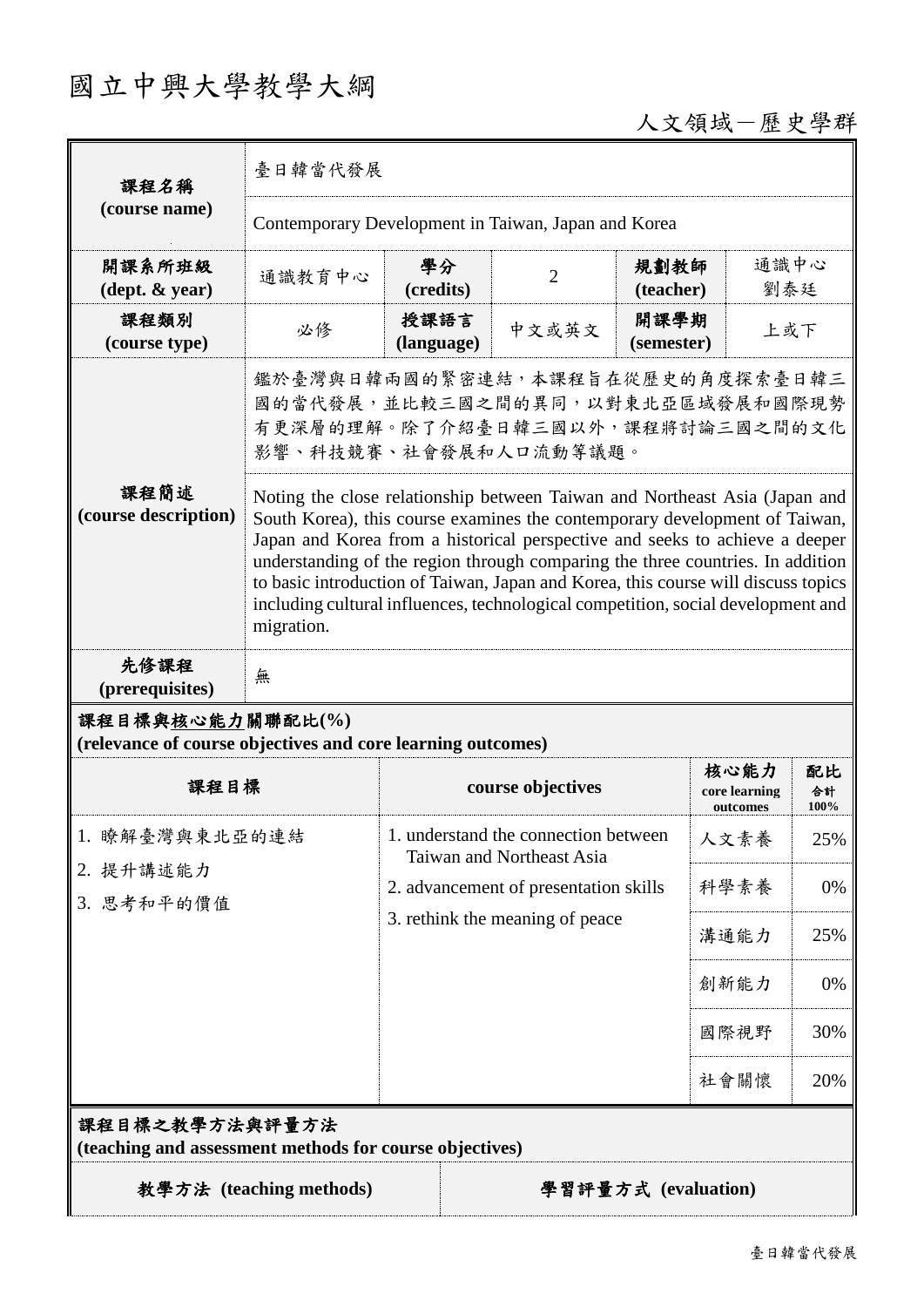# 國立中興大學教學大綱

人文領域－歷史學群

| 課程名稱 (course name) | 臺日韓當代發展 | | | | |
|---|---|---|---|---|---|
| | Contemporary Development in Taiwan, Japan and Korea | | | | |
| 開課系所班級 (dept. & year) | 通識教育中心 | 學分 (credits) | 2 | 規劃教師 (teacher) | 通識中心 劉泰廷 |
| 課程類別 (course type) | 必修 | 授課語言 (language) | 中文或英文 | 開課學期 (semester) | 上或下 |
| 課程簡述 (course description) | 鑑於臺灣與日韓兩國的緊密連結，本課程旨在從歷史的角度探索臺日韓三國的當代發展，並比較三國之間的異同，以對東北亞區域發展和國際現勢有更深層的理解。除了介紹臺日韓三國以外，課程將討論三國之間的文化影響、科技競賽、社會發展和人口流動等議題。 | | | | |
| | Noting the close relationship between Taiwan and Northeast Asia (Japan and South Korea), this course examines the contemporary development of Taiwan, Japan and Korea from a historical perspective and seeks to achieve a deeper understanding of the region through comparing the three countries. In addition to basic introduction of Taiwan, Japan and Korea, this course will discuss topics including cultural influences, technological competition, social development and migration. | | | | |
| 先修課程 (prerequisites) | 無 | | | | |

**課程目標與核心能力關聯配比(%)**
**(relevance of course objectives and core learning outcomes)**

| 課程目標 | course objectives | 核心能力 core learning outcomes | 配比 合計 100% |
|---|---|---|---|
| 1. 瞭解臺灣與東北亞的連結<br>2. 提升講述能力<br>3. 思考和平的價值 | 1. understand the connection between Taiwan and Northeast Asia<br>2. advancement of presentation skills<br>3. rethink the meaning of peace | 人文素養 | 25% |
| | | 科學素養 | 0% |
| | | 溝通能力 | 25% |
| | | 創新能力 | 0% |
| | | 國際視野 | 30% |
| | | 社會關懷 | 20% |

**課程目標之教學方法與評量方法**
**(teaching and assessment methods for course objectives)**

| 教學方法 (teaching methods) | 學習評量方式 (evaluation) |
|---|---|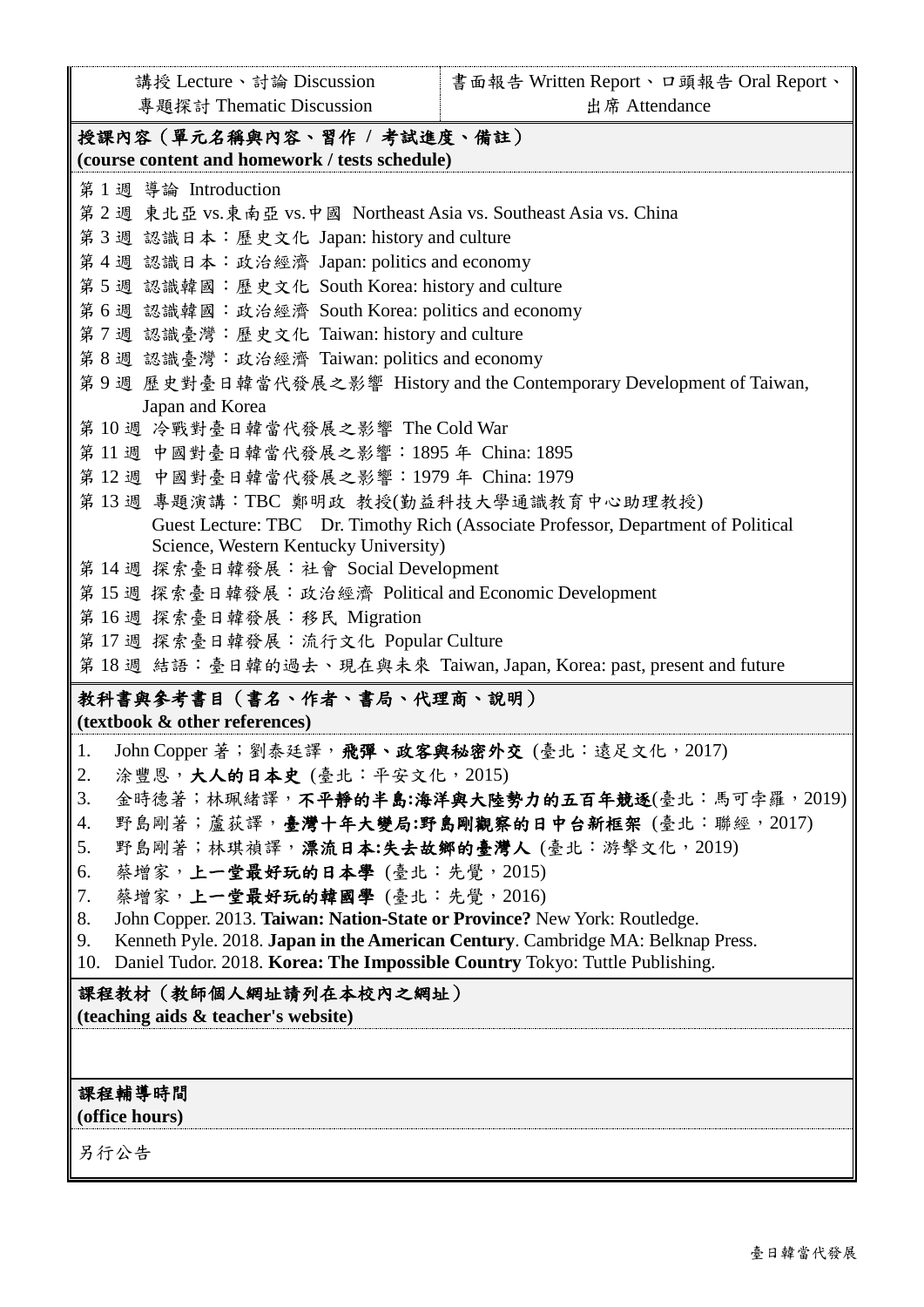| | |
|---|---|
| 講授 Lecture、討論 Discussion<br>專題探討 Thematic Discussion | 書面報告 Written Report、口頭報告 Oral Report、<br>出席 Attendance |

**授課內容（單元名稱與內容、習作 / 考試進度、備註）**
**(course content and homework / tests schedule)**

第 1 週 導論 Introduction
第 2 週 東北亞 vs.東南亞 vs.中國 Northeast Asia vs. Southeast Asia vs. China
第 3 週 認識日本：歷史文化 Japan: history and culture
第 4 週 認識日本：政治經濟 Japan: politics and economy
第 5 週 認識韓國：歷史文化 South Korea: history and culture
第 6 週 認識韓國：政治經濟 South Korea: politics and economy
第 7 週 認識臺灣：歷史文化 Taiwan: history and culture
第 8 週 認識臺灣：政治經濟 Taiwan: politics and economy
第 9 週 歷史對臺日韓當代發展之影響 History and the Contemporary Development of Taiwan, Japan and Korea
第 10 週 冷戰對臺日韓當代發展之影響 The Cold War
第 11 週 中國對臺日韓當代發展之影響：1895 年 China: 1895
第 12 週 中國對臺日韓當代發展之影響：1979 年 China: 1979
第 13 週 專題演講：TBC 鄭明政 教授(勤益科技大學通識教育中心助理教授)
Guest Lecture: TBC Dr. Timothy Rich (Associate Professor, Department of Political Science, Western Kentucky University)
第 14 週 探索臺日韓發展：社會 Social Development
第 15 週 探索臺日韓發展：政治經濟 Political and Economic Development
第 16 週 探索臺日韓發展：移民 Migration
第 17 週 探索臺日韓發展：流行文化 Popular Culture
第 18 週 結語：臺日韓的過去、現在與未來 Taiwan, Japan, Korea: past, present and future

**教科書與參考書目（書名、作者、書局、代理商、說明）**
**(textbook & other references)**

1. John Copper 著；劉泰廷譯，**飛彈、政客與秘密外交** (臺北：遠足文化，2017)
2. 涂豐恩，**大人的日本史** (臺北：平安文化，2015)
3. 金時德著；林珮緒譯，**不平靜的半島:海洋與大陸勢力的五百年競逐**(臺北：馬可孛羅，2019)
4. 野島剛著；蘆荻譯，**臺灣十年大變局:野島剛觀察的日中台新框架** (臺北：聯經，2017)
5. 野島剛著；林琪禎譯，**漂流日本:失去故鄉的臺灣人** (臺北：游擊文化，2019)
6. 蔡增家，**上一堂最好玩的日本學** (臺北：先覺，2015)
7. 蔡增家，**上一堂最好玩的韓國學** (臺北：先覺，2016)
8. John Copper. 2013. **Taiwan: Nation-State or Province?** New York: Routledge.
9. Kenneth Pyle. 2018. **Japan in the American Century**. Cambridge MA: Belknap Press.
10. Daniel Tudor. 2018. **Korea: The Impossible Country** Tokyo: Tuttle Publishing.

**課程教材（教師個人網址請列在本校內之網址）**
**(teaching aids & teacher's website)**

**課程輔導時間**
**(office hours)**

另行公告